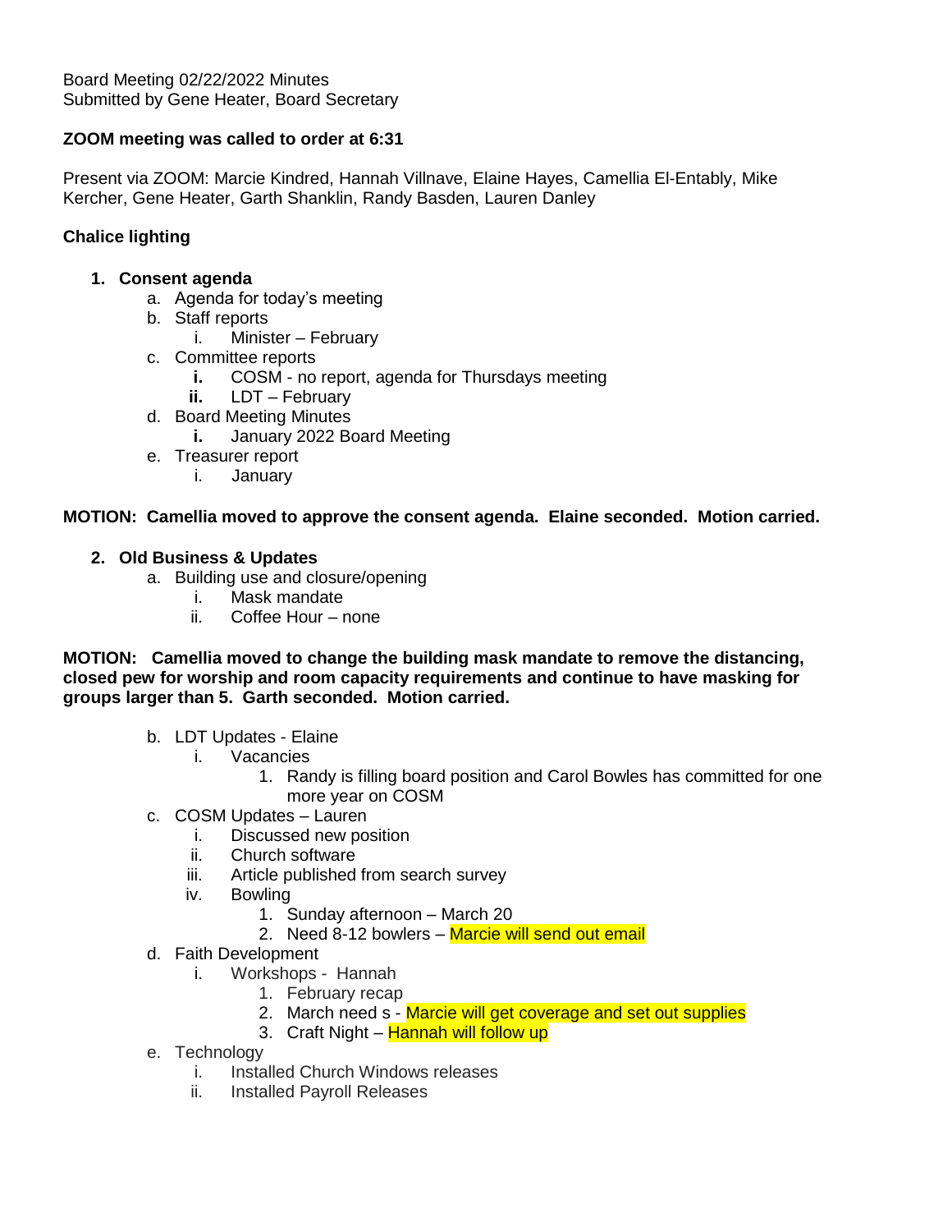Board Meeting 02/22/2022 Minutes
Submitted by Gene Heater, Board Secretary

**ZOOM meeting was called to order at 6:31**

Present via ZOOM: Marcie Kindred, Hannah Villnave, Elaine Hayes, Camellia El-Entably, Mike Kercher, Gene Heater, Garth Shanklin, Randy Basden, Lauren Danley

**Chalice lighting**

1. **Consent agenda**
   a. Agenda for today's meeting
   b. Staff reports
      i. Minister – February
   c. Committee reports
      **i.** COSM - no report, agenda for Thursdays meeting
      **ii.** LDT – February
   d. Board Meeting Minutes
      **i.** January 2022 Board Meeting
   e. Treasurer report
      i. January

**MOTION: Camellia moved to approve the consent agenda. Elaine seconded. Motion carried.**

2. **Old Business & Updates**
   a. Building use and closure/opening
      i. Mask mandate
      ii. Coffee Hour – none

**MOTION: Camellia moved to change the building mask mandate to remove the distancing, closed pew for worship and room capacity requirements and continue to have masking for groups larger than 5. Garth seconded. Motion carried.**

   b. LDT Updates - Elaine
      i. Vacancies
         1. Randy is filling board position and Carol Bowles has committed for one more year on COSM
   c. COSM Updates – Lauren
      i. Discussed new position
      ii. Church software
      iii. Article published from search survey
      iv. Bowling
         1. Sunday afternoon – March 20
         2. Need 8-12 bowlers – Marcie will send out email
   d. Faith Development
      i. Workshops - Hannah
         1. February recap
         2. March need s - Marcie will get coverage and set out supplies
         3. Craft Night – Hannah will follow up
   e. Technology
      i. Installed Church Windows releases
      ii. Installed Payroll Releases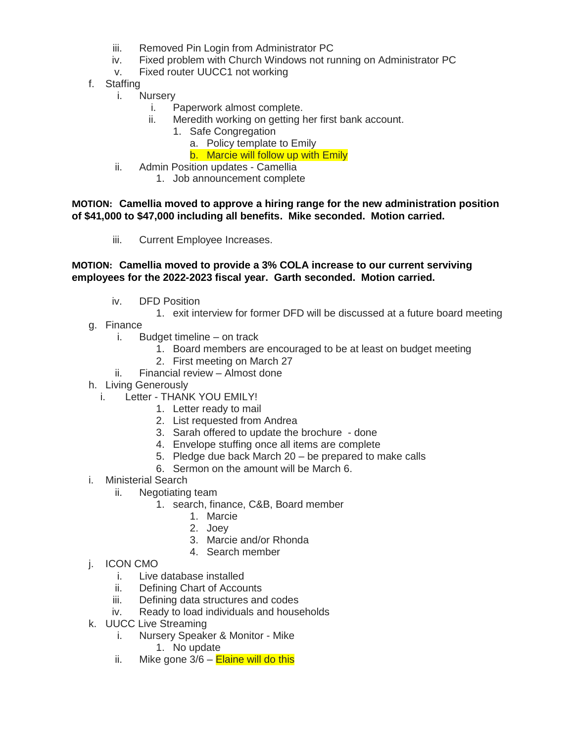iii. Removed Pin Login from Administrator PC
    iv. Fixed problem with Church Windows not running on Administrator PC
    v. Fixed router UUCC1 not working

f. Staffing
    i. Nursery
        i. Paperwork almost complete.
        ii. Meredith working on getting her first bank account.
            1. Safe Congregation
                a. Policy template to Emily
                b. Marcie will follow up with Emily
    ii. Admin Position updates - Camellia
        1. Job announcement complete

**MOTION: Camellia moved to approve a hiring range for the new administration position of $41,000 to $47,000 including all benefits. Mike seconded. Motion carried.**

    iii. Current Employee Increases.

**MOTION: Camellia moved to provide a 3% COLA increase to our current serviving employees for the 2022-2023 fiscal year. Garth seconded. Motion carried.**

    iv. DFD Position
        1. exit interview for former DFD will be discussed at a future board meeting

g. Finance
    i. Budget timeline – on track
        1. Board members are encouraged to be at least on budget meeting
        2. First meeting on March 27
    ii. Financial review – Almost done

h. Living Generously
    i. Letter - THANK YOU EMILY!
        1. Letter ready to mail
        2. List requested from Andrea
        3. Sarah offered to update the brochure - done
        4. Envelope stuffing once all items are complete
        5. Pledge due back March 20 – be prepared to make calls
        6. Sermon on the amount will be March 6.

i. Ministerial Search
    ii. Negotiating team
        1. search, finance, C&B, Board member
            1. Marcie
            2. Joey
            3. Marcie and/or Rhonda
            4. Search member

j. ICON CMO
    i. Live database installed
    ii. Defining Chart of Accounts
    iii. Defining data structures and codes
    iv. Ready to load individuals and households

k. UUCC Live Streaming
    i. Nursery Speaker & Monitor - Mike
        1. No update
    ii. Mike gone 3/6 – Elaine will do this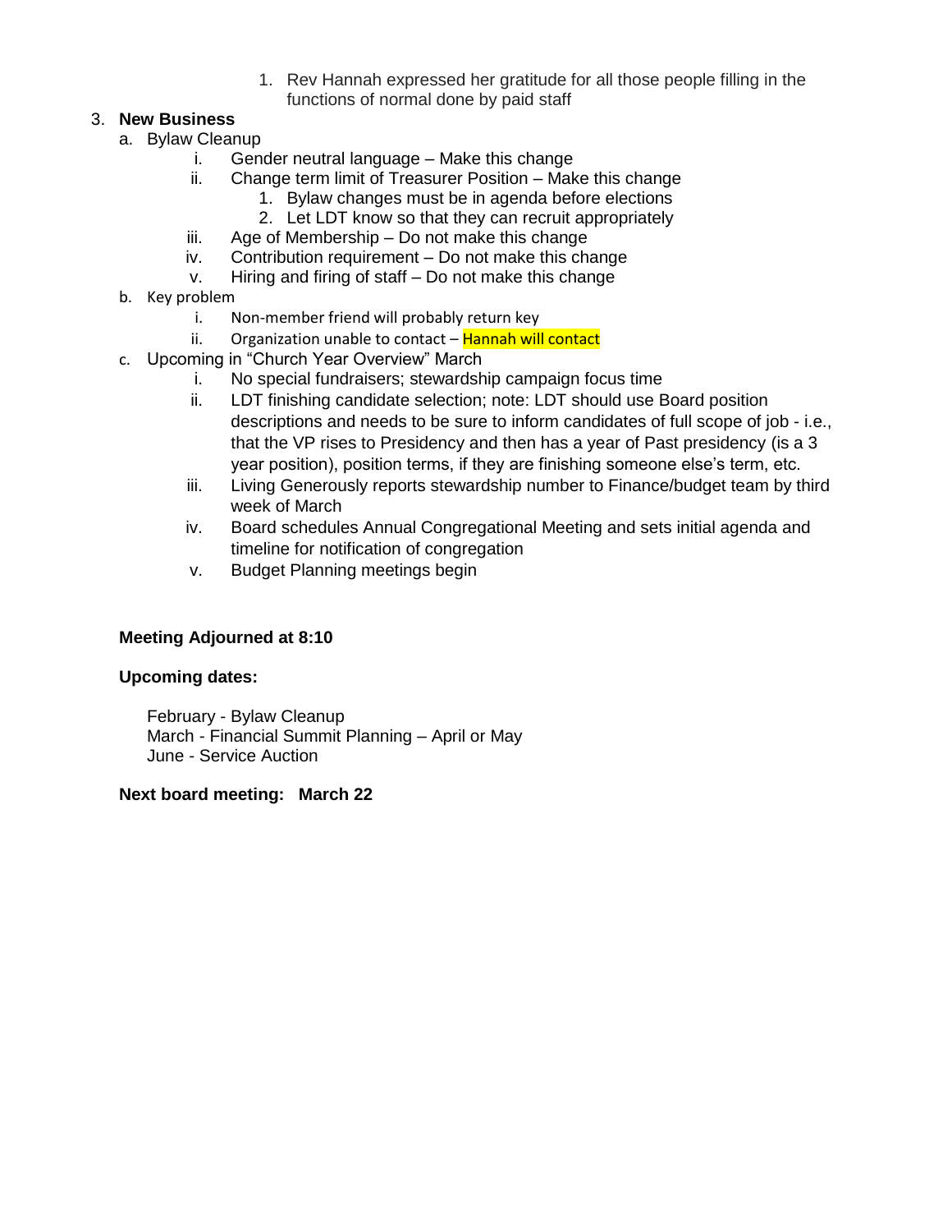1. Rev Hannah expressed her gratitude for all those people filling in the functions of normal done by paid staff

3. **New Business**
   a. Bylaw Cleanup
      i. Gender neutral language – Make this change
      ii. Change term limit of Treasurer Position – Make this change
         1. Bylaw changes must be in agenda before elections
         2. Let LDT know so that they can recruit appropriately
      iii. Age of Membership – Do not make this change
      iv. Contribution requirement – Do not make this change
      v. Hiring and firing of staff – Do not make this change
   b. Key problem
      i. Non-member friend will probably return key
      ii. Organization unable to contact – Hannah will contact
   c. Upcoming in "Church Year Overview" March
      i. No special fundraisers; stewardship campaign focus time
      ii. LDT finishing candidate selection; note: LDT should use Board position descriptions and needs to be sure to inform candidates of full scope of job - i.e., that the VP rises to Presidency and then has a year of Past presidency (is a 3 year position), position terms, if they are finishing someone else's term, etc.
      iii. Living Generously reports stewardship number to Finance/budget team by third week of March
      iv. Board schedules Annual Congregational Meeting and sets initial agenda and timeline for notification of congregation
      v. Budget Planning meetings begin

**Meeting Adjourned at 8:10**

**Upcoming dates:**

February - Bylaw Cleanup
March - Financial Summit Planning – April or May
June - Service Auction

**Next board meeting: March 22**